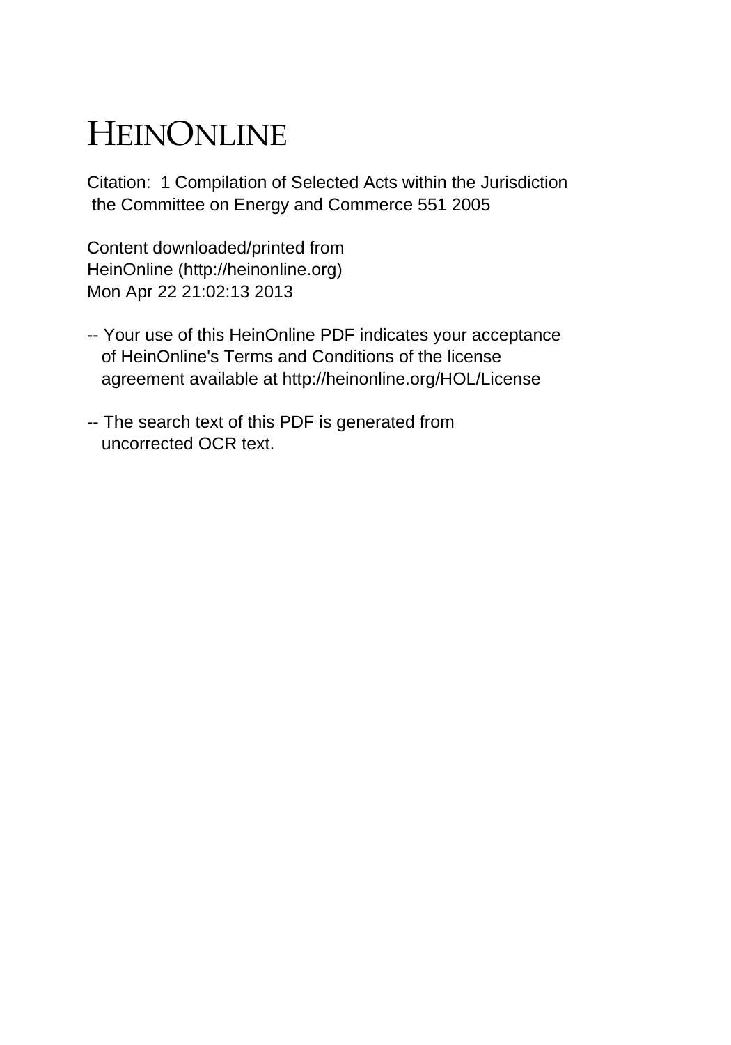# HEINONLINE

Citation: 1 Compilation of Selected Acts within the Jurisdiction the Committee on Energy and Commerce 551 2005

Content downloaded/printed from
HeinOnline (http://heinonline.org)
Mon Apr 22 21:02:13 2013

-- Your use of this HeinOnline PDF indicates your acceptance of HeinOnline's Terms and Conditions of the license agreement available at http://heinonline.org/HOL/License

-- The search text of this PDF is generated from uncorrected OCR text.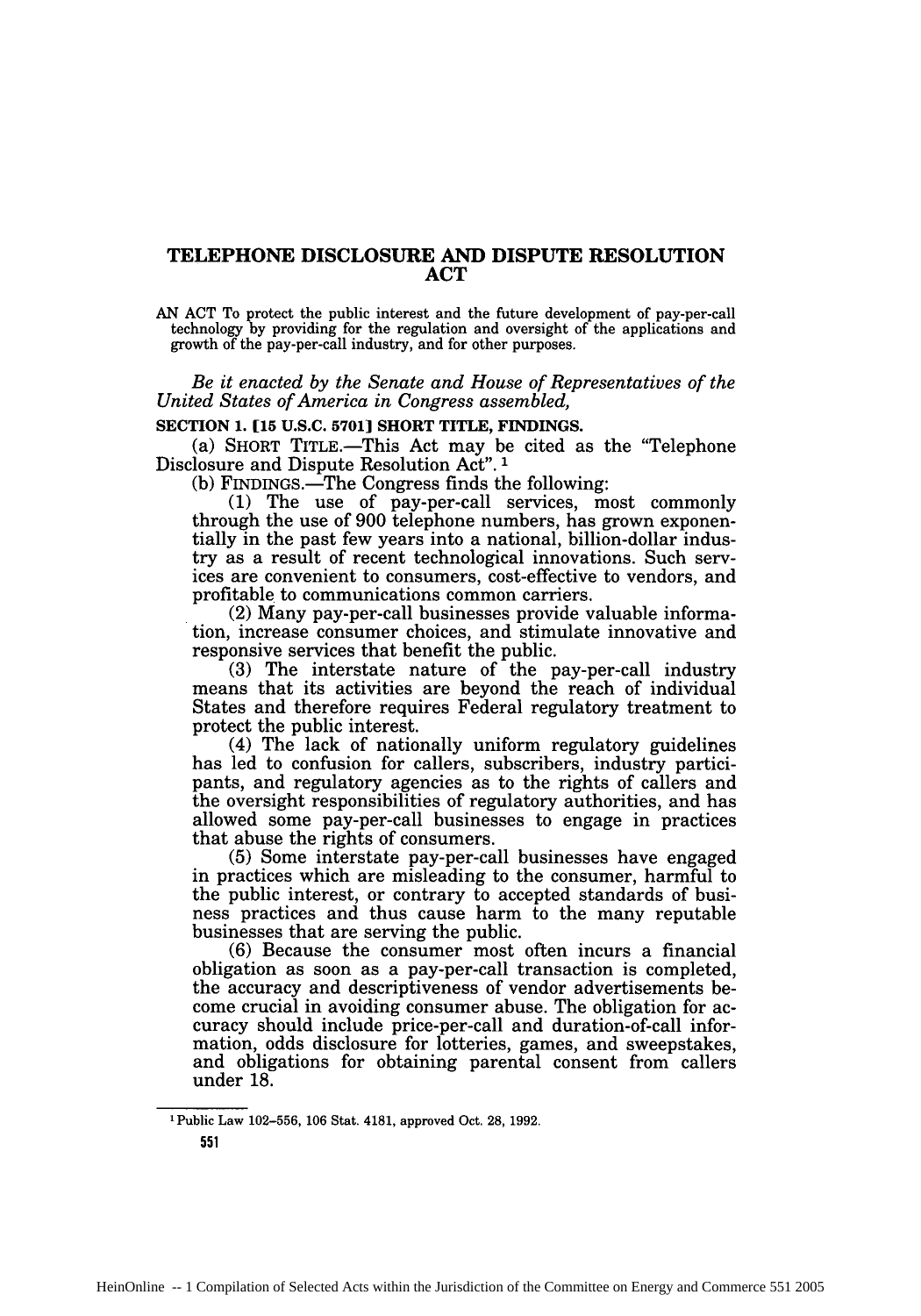# TELEPHONE DISCLOSURE AND DISPUTE RESOLUTION ACT

AN ACT To protect the public interest and the future development of pay-per-call technology by providing for the regulation and oversight of the applications and growth of the pay-per-call industry, and for other purposes.

*Be it enacted by the Senate and House of Representatives of the United States of America in Congress assembled,*

**SECTION 1. [15 U.S.C. 5701] SHORT TITLE, FINDINGS.**

(a) SHORT TITLE.—This Act may be cited as the "Telephone Disclosure and Dispute Resolution Act".[1]

(b) FINDINGS.—The Congress finds the following:

(1) The use of pay-per-call services, most commonly through the use of 900 telephone numbers, has grown exponentially in the past few years into a national, billion-dollar industry as a result of recent technological innovations. Such services are convenient to consumers, cost-effective to vendors, and profitable to communications common carriers.

(2) Many pay-per-call businesses provide valuable information, increase consumer choices, and stimulate innovative and responsive services that benefit the public.

(3) The interstate nature of the pay-per-call industry means that its activities are beyond the reach of individual States and therefore requires Federal regulatory treatment to protect the public interest.

(4) The lack of nationally uniform regulatory guidelines has led to confusion for callers, subscribers, industry participants, and regulatory agencies as to the rights of callers and the oversight responsibilities of regulatory authorities, and has allowed some pay-per-call businesses to engage in practices that abuse the rights of consumers.

(5) Some interstate pay-per-call businesses have engaged in practices which are misleading to the consumer, harmful to the public interest, or contrary to accepted standards of business practices and thus cause harm to the many reputable businesses that are serving the public.

(6) Because the consumer most often incurs a financial obligation as soon as a pay-per-call transaction is completed, the accuracy and descriptiveness of vendor advertisements become crucial in avoiding consumer abuse. The obligation for accuracy should include price-per-call and duration-of-call information, odds disclosure for lotteries, games, and sweepstakes, and obligations for obtaining parental consent from callers under 18.

---

[1] Public Law 102–556, 106 Stat. 4181, approved Oct. 28, 1992.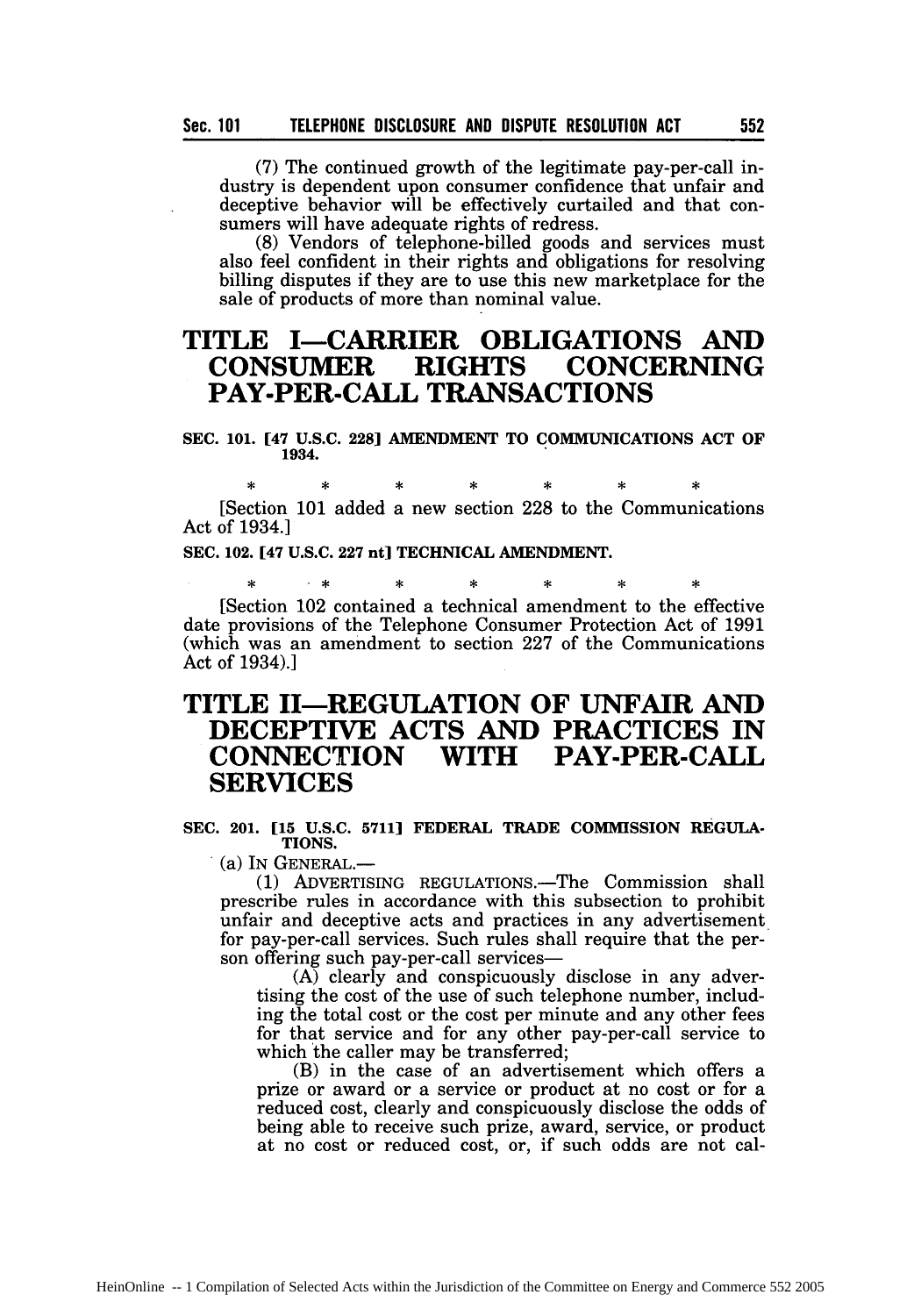(7) The continued growth of the legitimate pay-per-call industry is dependent upon consumer confidence that unfair and deceptive behavior will be effectively curtailed and that consumers will have adequate rights of redress.

(8) Vendors of telephone-billed goods and services must also feel confident in their rights and obligations for resolving billing disputes if they are to use this new marketplace for the sale of products of more than nominal value.

# TITLE I—CARRIER OBLIGATIONS AND CONSUMER RIGHTS CONCERNING PAY-PER-CALL TRANSACTIONS

**SEC. 101. [47 U.S.C. 228] AMENDMENT TO COMMUNICATIONS ACT OF 1934.**

\* \* \* \* \* \* \*

[Section 101 added a new section 228 to the Communications Act of 1934.]

**SEC. 102. [47 U.S.C. 227 nt] TECHNICAL AMENDMENT.**

\* \* \* \* \* \* \*

[Section 102 contained a technical amendment to the effective date provisions of the Telephone Consumer Protection Act of 1991 (which was an amendment to section 227 of the Communications Act of 1934).]

# TITLE II—REGULATION OF UNFAIR AND DECEPTIVE ACTS AND PRACTICES IN CONNECTION WITH PAY-PER-CALL SERVICES

**SEC. 201. [15 U.S.C. 5711] FEDERAL TRADE COMMISSION REGULATIONS.**

(a) IN GENERAL.—

(1) ADVERTISING REGULATIONS.—The Commission shall prescribe rules in accordance with this subsection to prohibit unfair and deceptive acts and practices in any advertisement for pay-per-call services. Such rules shall require that the person offering such pay-per-call services—

(A) clearly and conspicuously disclose in any advertising the cost of the use of such telephone number, including the total cost or the cost per minute and any other fees for that service and for any other pay-per-call service to which the caller may be transferred;

(B) in the case of an advertisement which offers a prize or award or a service or product at no cost or for a reduced cost, clearly and conspicuously disclose the odds of being able to receive such prize, award, service, or product at no cost or reduced cost, or, if such odds are not cal-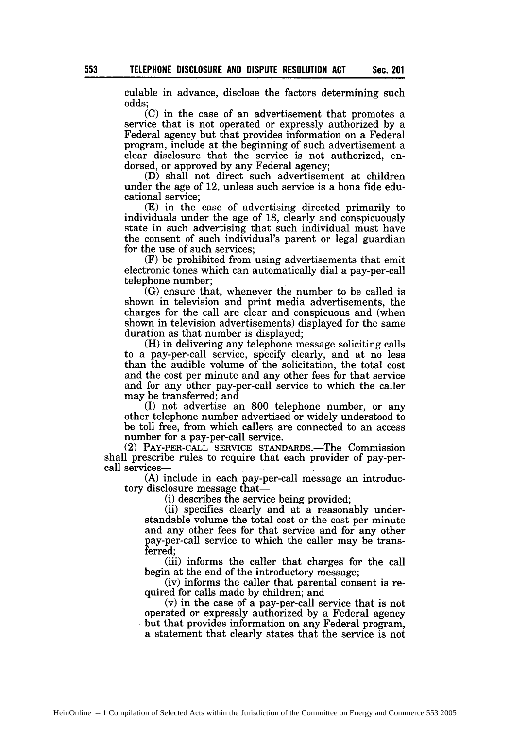culable in advance, disclose the factors determining such odds;

(C) in the case of an advertisement that promotes a service that is not operated or expressly authorized by a Federal agency but that provides information on a Federal program, include at the beginning of such advertisement a clear disclosure that the service is not authorized, endorsed, or approved by any Federal agency;

(D) shall not direct such advertisement at children under the age of 12, unless such service is a bona fide educational service;

(E) in the case of advertising directed primarily to individuals under the age of 18, clearly and conspicuously state in such advertising that such individual must have the consent of such individual's parent or legal guardian for the use of such services;

(F) be prohibited from using advertisements that emit electronic tones which can automatically dial a pay-per-call telephone number;

(G) ensure that, whenever the number to be called is shown in television and print media advertisements, the charges for the call are clear and conspicuous and (when shown in television advertisements) displayed for the same duration as that number is displayed;

(H) in delivering any telephone message soliciting calls to a pay-per-call service, specify clearly, and at no less than the audible volume of the solicitation, the total cost and the cost per minute and any other fees for that service and for any other pay-per-call service to which the caller may be transferred; and

(I) not advertise an 800 telephone number, or any other telephone number advertised or widely understood to be toll free, from which callers are connected to an access number for a pay-per-call service.

(2) PAY-PER-CALL SERVICE STANDARDS.—The Commission shall prescribe rules to require that each provider of pay-per-call services—

(A) include in each pay-per-call message an introductory disclosure message that—

(i) describes the service being provided;

(ii) specifies clearly and at a reasonably understandable volume the total cost or the cost per minute and any other fees for that service and for any other pay-per-call service to which the caller may be transferred;

(iii) informs the caller that charges for the call begin at the end of the introductory message;

(iv) informs the caller that parental consent is required for calls made by children; and

(v) in the case of a pay-per-call service that is not operated or expressly authorized by a Federal agency but that provides information on any Federal program, a statement that clearly states that the service is not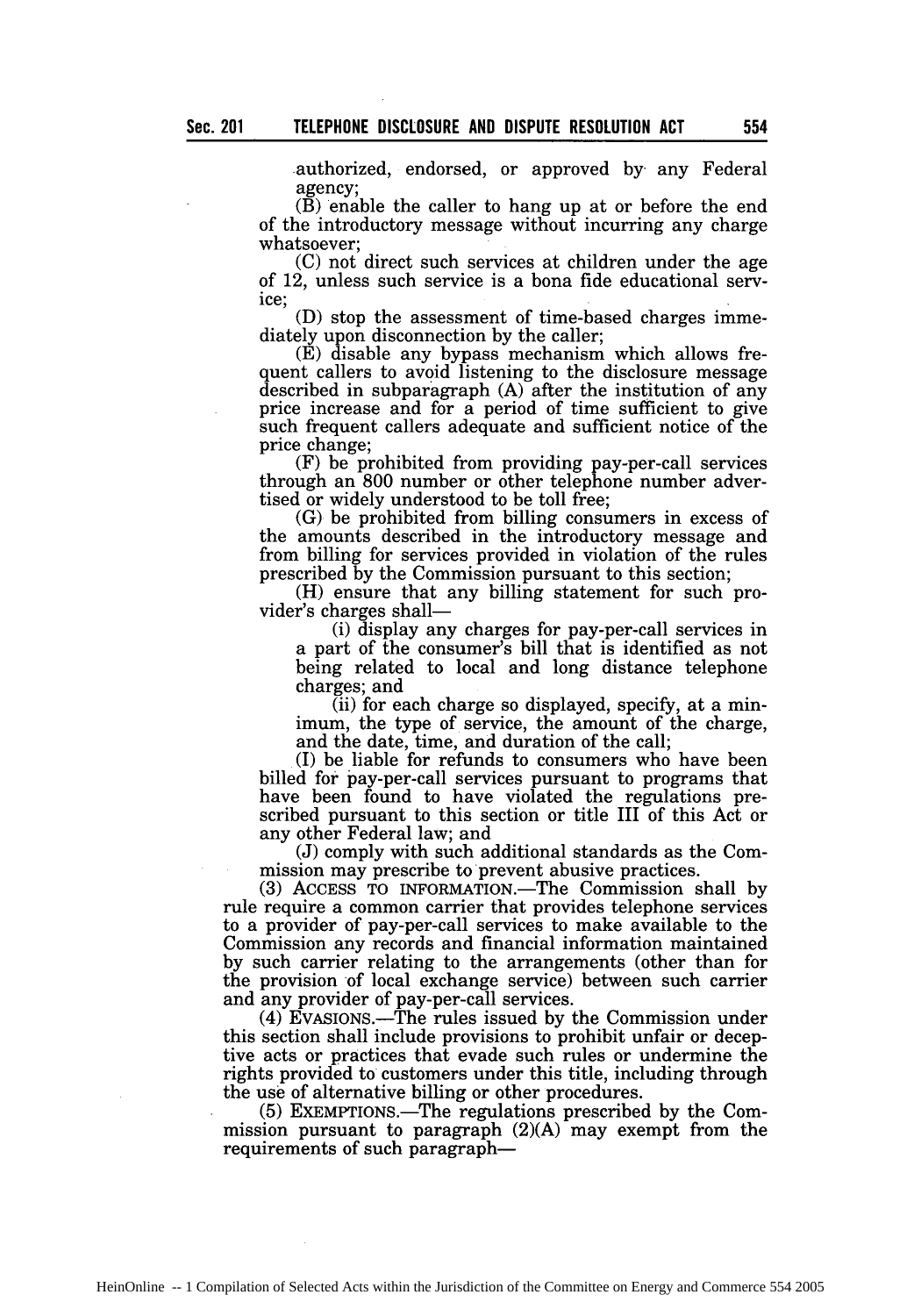authorized, endorsed, or approved by any Federal agency;

(B) enable the caller to hang up at or before the end of the introductory message without incurring any charge whatsoever;

(C) not direct such services at children under the age of 12, unless such service is a bona fide educational service;

(D) stop the assessment of time-based charges immediately upon disconnection by the caller;

(E) disable any bypass mechanism which allows frequent callers to avoid listening to the disclosure message described in subparagraph (A) after the institution of any price increase and for a period of time sufficient to give such frequent callers adequate and sufficient notice of the price change;

(F) be prohibited from providing pay-per-call services through an 800 number or other telephone number advertised or widely understood to be toll free;

(G) be prohibited from billing consumers in excess of the amounts described in the introductory message and from billing for services provided in violation of the rules prescribed by the Commission pursuant to this section;

(H) ensure that any billing statement for such provider's charges shall—

(i) display any charges for pay-per-call services in a part of the consumer's bill that is identified as not being related to local and long distance telephone charges; and

(ii) for each charge so displayed, specify, at a minimum, the type of service, the amount of the charge, and the date, time, and duration of the call;

(I) be liable for refunds to consumers who have been billed for pay-per-call services pursuant to programs that have been found to have violated the regulations prescribed pursuant to this section or title III of this Act or any other Federal law; and

(J) comply with such additional standards as the Commission may prescribe to prevent abusive practices.

(3) ACCESS TO INFORMATION.—The Commission shall by rule require a common carrier that provides telephone services to a provider of pay-per-call services to make available to the Commission any records and financial information maintained by such carrier relating to the arrangements (other than for the provision of local exchange service) between such carrier and any provider of pay-per-call services.

(4) EVASIONS.—The rules issued by the Commission under this section shall include provisions to prohibit unfair or deceptive acts or practices that evade such rules or undermine the rights provided to customers under this title, including through the use of alternative billing or other procedures.

(5) EXEMPTIONS.—The regulations prescribed by the Commission pursuant to paragraph (2)(A) may exempt from the requirements of such paragraph—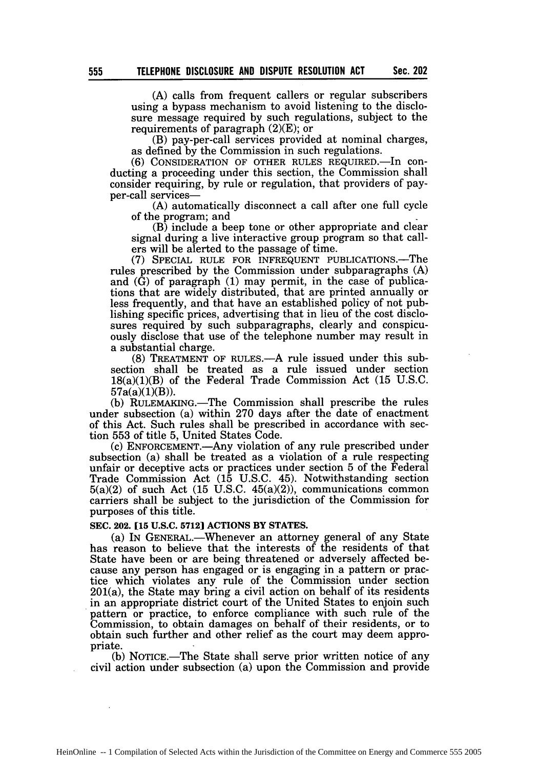(A) calls from frequent callers or regular subscribers using a bypass mechanism to avoid listening to the disclosure message required by such regulations, subject to the requirements of paragraph (2)(E); or

(B) pay-per-call services provided at nominal charges, as defined by the Commission in such regulations.

(6) CONSIDERATION OF OTHER RULES REQUIRED.—In conducting a proceeding under this section, the Commission shall consider requiring, by rule or regulation, that providers of pay-per-call services—

(A) automatically disconnect a call after one full cycle of the program; and

(B) include a beep tone or other appropriate and clear signal during a live interactive group program so that callers will be alerted to the passage of time.

(7) SPECIAL RULE FOR INFREQUENT PUBLICATIONS.—The rules prescribed by the Commission under subparagraphs (A) and (G) of paragraph (1) may permit, in the case of publications that are widely distributed, that are printed annually or less frequently, and that have an established policy of not publishing specific prices, advertising that in lieu of the cost disclosures required by such subparagraphs, clearly and conspicuously disclose that use of the telephone number may result in a substantial charge.

(8) TREATMENT OF RULES.—A rule issued under this subsection shall be treated as a rule issued under section 18(a)(1)(B) of the Federal Trade Commission Act (15 U.S.C. 57a(a)(1)(B)).

(b) RULEMAKING.—The Commission shall prescribe the rules under subsection (a) within 270 days after the date of enactment of this Act. Such rules shall be prescribed in accordance with section 553 of title 5, United States Code.

(c) ENFORCEMENT.—Any violation of any rule prescribed under subsection (a) shall be treated as a violation of a rule respecting unfair or deceptive acts or practices under section 5 of the Federal Trade Commission Act (15 U.S.C. 45). Notwithstanding section 5(a)(2) of such Act (15 U.S.C. 45(a)(2)), communications common carriers shall be subject to the jurisdiction of the Commission for purposes of this title.

**SEC. 202. [15 U.S.C. 5712] ACTIONS BY STATES.**

(a) IN GENERAL.—Whenever an attorney general of any State has reason to believe that the interests of the residents of that State have been or are being threatened or adversely affected because any person has engaged or is engaging in a pattern or practice which violates any rule of the Commission under section 201(a), the State may bring a civil action on behalf of its residents in an appropriate district court of the United States to enjoin such pattern or practice, to enforce compliance with such rule of the Commission, to obtain damages on behalf of their residents, or to obtain such further and other relief as the court may deem appropriate.

(b) NOTICE.—The State shall serve prior written notice of any civil action under subsection (a) upon the Commission and provide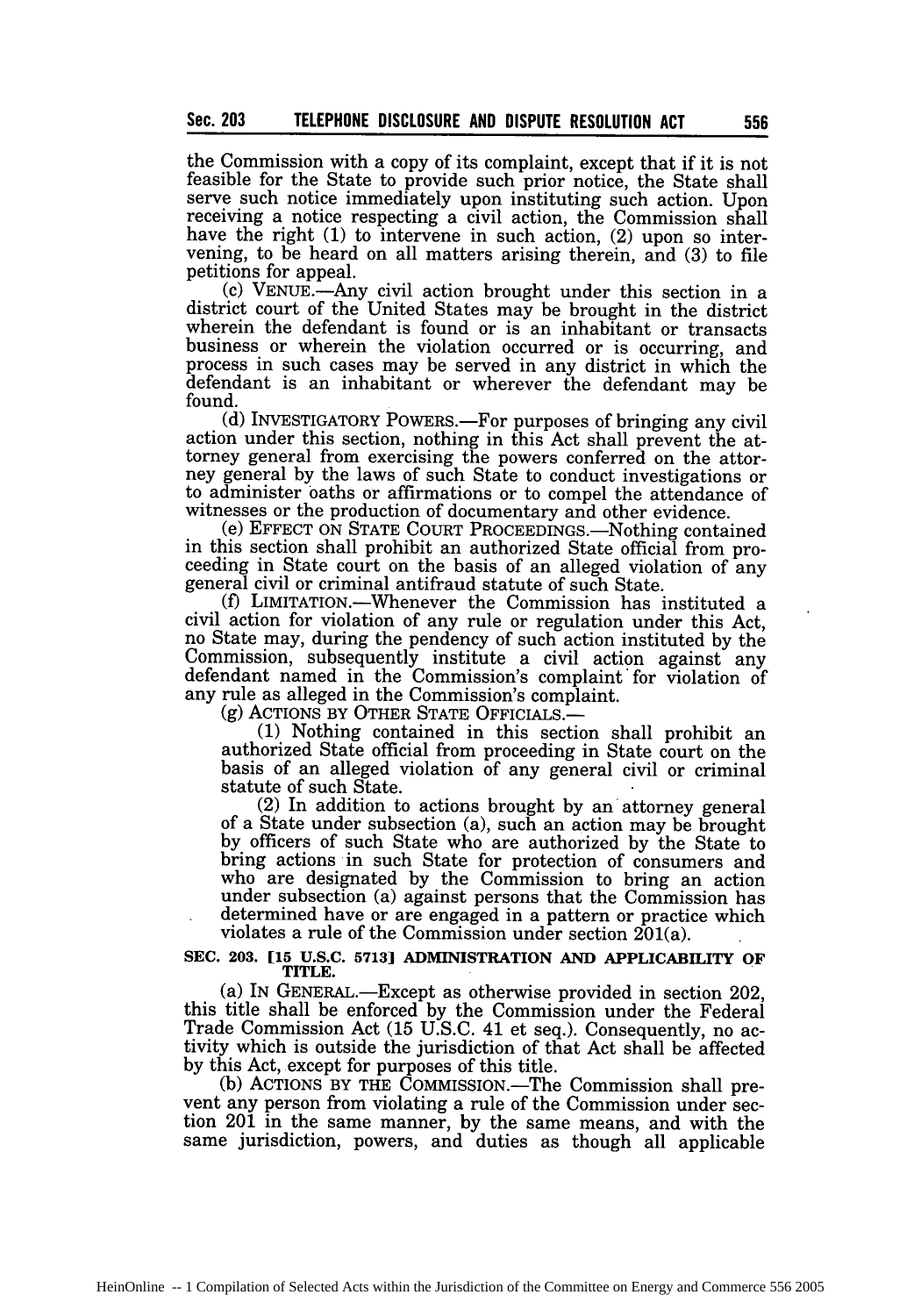the Commission with a copy of its complaint, except that if it is not feasible for the State to provide such prior notice, the State shall serve such notice immediately upon instituting such action. Upon receiving a notice respecting a civil action, the Commission shall have the right (1) to intervene in such action, (2) upon so intervening, to be heard on all matters arising therein, and (3) to file petitions for appeal.

(c) VENUE.—Any civil action brought under this section in a district court of the United States may be brought in the district wherein the defendant is found or is an inhabitant or transacts business or wherein the violation occurred or is occurring, and process in such cases may be served in any district in which the defendant is an inhabitant or wherever the defendant may be found.

(d) INVESTIGATORY POWERS.—For purposes of bringing any civil action under this section, nothing in this Act shall prevent the attorney general from exercising the powers conferred on the attorney general by the laws of such State to conduct investigations or to administer oaths or affirmations or to compel the attendance of witnesses or the production of documentary and other evidence.

(e) EFFECT ON STATE COURT PROCEEDINGS.—Nothing contained in this section shall prohibit an authorized State official from proceeding in State court on the basis of an alleged violation of any general civil or criminal antifraud statute of such State.

(f) LIMITATION.—Whenever the Commission has instituted a civil action for violation of any rule or regulation under this Act, no State may, during the pendency of such action instituted by the Commission, subsequently institute a civil action against any defendant named in the Commission's complaint for violation of any rule as alleged in the Commission's complaint.

(g) ACTIONS BY OTHER STATE OFFICIALS.—

(1) Nothing contained in this section shall prohibit an authorized State official from proceeding in State court on the basis of an alleged violation of any general civil or criminal statute of such State.

(2) In addition to actions brought by an attorney general of a State under subsection (a), such an action may be brought by officers of such State who are authorized by the State to bring actions in such State for protection of consumers and who are designated by the Commission to bring an action under subsection (a) against persons that the Commission has determined have or are engaged in a pattern or practice which violates a rule of the Commission under section 201(a).

**SEC. 203. [15 U.S.C. 5713] ADMINISTRATION AND APPLICABILITY OF TITLE.**

(a) IN GENERAL.—Except as otherwise provided in section 202, this title shall be enforced by the Commission under the Federal Trade Commission Act (15 U.S.C. 41 et seq.). Consequently, no activity which is outside the jurisdiction of that Act shall be affected by this Act, except for purposes of this title.

(b) ACTIONS BY THE COMMISSION.—The Commission shall prevent any person from violating a rule of the Commission under section 201 in the same manner, by the same means, and with the same jurisdiction, powers, and duties as though all applicable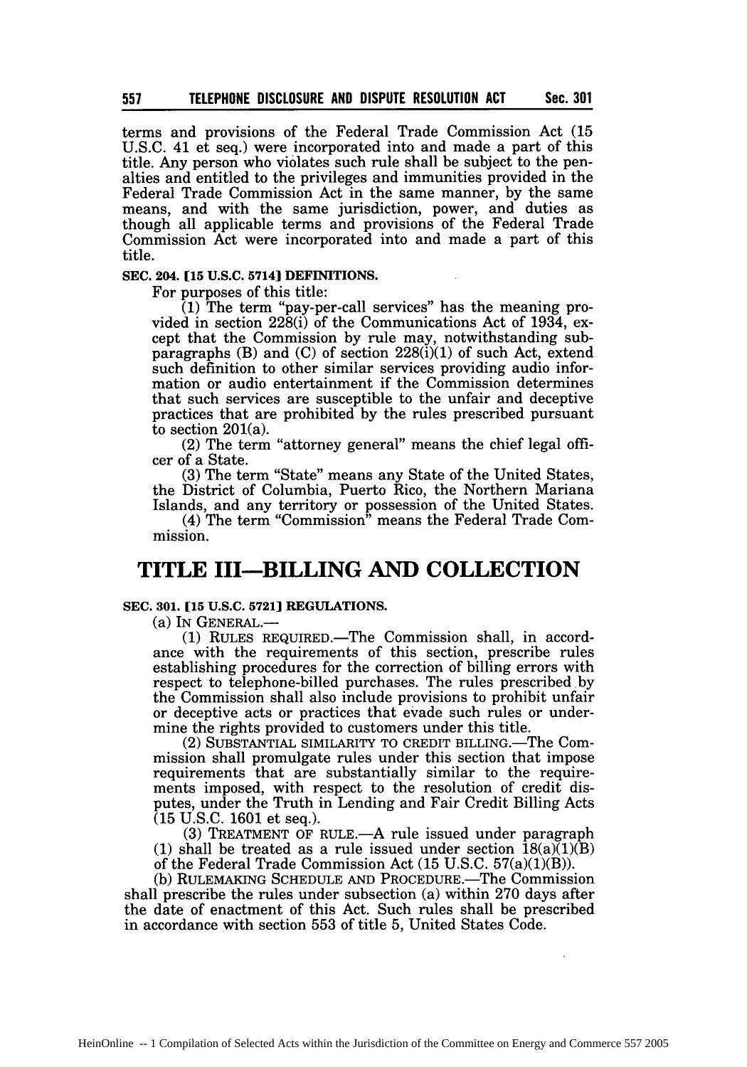terms and provisions of the Federal Trade Commission Act (15 U.S.C. 41 et seq.) were incorporated into and made a part of this title. Any person who violates such rule shall be subject to the penalties and entitled to the privileges and immunities provided in the Federal Trade Commission Act in the same manner, by the same means, and with the same jurisdiction, power, and duties as though all applicable terms and provisions of the Federal Trade Commission Act were incorporated into and made a part of this title.

**SEC. 204. [15 U.S.C. 5714] DEFINITIONS.**

For purposes of this title:

(1) The term "pay-per-call services" has the meaning provided in section 228(i) of the Communications Act of 1934, except that the Commission by rule may, notwithstanding subparagraphs (B) and (C) of section 228(i)(1) of such Act, extend such definition to other similar services providing audio information or audio entertainment if the Commission determines that such services are susceptible to the unfair and deceptive practices that are prohibited by the rules prescribed pursuant to section 201(a).

(2) The term "attorney general" means the chief legal officer of a State.

(3) The term "State" means any State of the United States, the District of Columbia, Puerto Rico, the Northern Mariana Islands, and any territory or possession of the United States.

(4) The term "Commission" means the Federal Trade Commission.

# TITLE III—BILLING AND COLLECTION

**SEC. 301. [15 U.S.C. 5721] REGULATIONS.**

(a) IN GENERAL.—

(1) RULES REQUIRED.—The Commission shall, in accordance with the requirements of this section, prescribe rules establishing procedures for the correction of billing errors with respect to telephone-billed purchases. The rules prescribed by the Commission shall also include provisions to prohibit unfair or deceptive acts or practices that evade such rules or undermine the rights provided to customers under this title.

(2) SUBSTANTIAL SIMILARITY TO CREDIT BILLING.—The Commission shall promulgate rules under this section that impose requirements that are substantially similar to the requirements imposed, with respect to the resolution of credit disputes, under the Truth in Lending and Fair Credit Billing Acts (15 U.S.C. 1601 et seq.).

(3) TREATMENT OF RULE.—A rule issued under paragraph (1) shall be treated as a rule issued under section 18(a)(1)(B) of the Federal Trade Commission Act (15 U.S.C. 57(a)(1)(B)).

(b) RULEMAKING SCHEDULE AND PROCEDURE.—The Commission shall prescribe the rules under subsection (a) within 270 days after the date of enactment of this Act. Such rules shall be prescribed in accordance with section 553 of title 5, United States Code.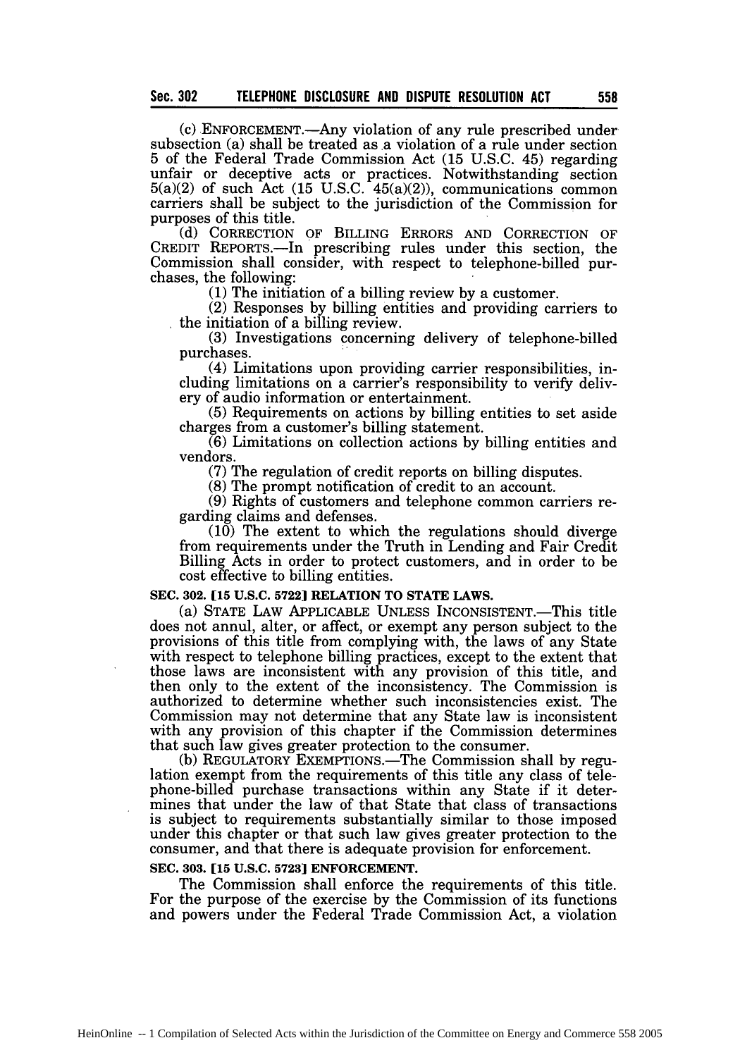(c) ENFORCEMENT.—Any violation of any rule prescribed under subsection (a) shall be treated as a violation of a rule under section 5 of the Federal Trade Commission Act (15 U.S.C. 45) regarding unfair or deceptive acts or practices. Notwithstanding section 5(a)(2) of such Act (15 U.S.C. 45(a)(2)), communications common carriers shall be subject to the jurisdiction of the Commission for purposes of this title.

(d) CORRECTION OF BILLING ERRORS AND CORRECTION OF CREDIT REPORTS.—In prescribing rules under this section, the Commission shall consider, with respect to telephone-billed purchases, the following:

(1) The initiation of a billing review by a customer.

(2) Responses by billing entities and providing carriers to the initiation of a billing review.

(3) Investigations concerning delivery of telephone-billed purchases.

(4) Limitations upon providing carrier responsibilities, including limitations on a carrier's responsibility to verify delivery of audio information or entertainment.

(5) Requirements on actions by billing entities to set aside charges from a customer's billing statement.

(6) Limitations on collection actions by billing entities and vendors.

(7) The regulation of credit reports on billing disputes.

(8) The prompt notification of credit to an account.

(9) Rights of customers and telephone common carriers regarding claims and defenses.

(10) The extent to which the regulations should diverge from requirements under the Truth in Lending and Fair Credit Billing Acts in order to protect customers, and in order to be cost effective to billing entities.

### SEC. 302. [15 U.S.C. 5722] RELATION TO STATE LAWS.

(a) STATE LAW APPLICABLE UNLESS INCONSISTENT.—This title does not annul, alter, or affect, or exempt any person subject to the provisions of this title from complying with, the laws of any State with respect to telephone billing practices, except to the extent that those laws are inconsistent with any provision of this title, and then only to the extent of the inconsistency. The Commission is authorized to determine whether such inconsistencies exist. The Commission may not determine that any State law is inconsistent with any provision of this chapter if the Commission determines that such law gives greater protection to the consumer.

(b) REGULATORY EXEMPTIONS.—The Commission shall by regulation exempt from the requirements of this title any class of telephone-billed purchase transactions within any State if it determines that under the law of that State that class of transactions is subject to requirements substantially similar to those imposed under this chapter or that such law gives greater protection to the consumer, and that there is adequate provision for enforcement.

### SEC. 303. [15 U.S.C. 5723] ENFORCEMENT.

The Commission shall enforce the requirements of this title. For the purpose of the exercise by the Commission of its functions and powers under the Federal Trade Commission Act, a violation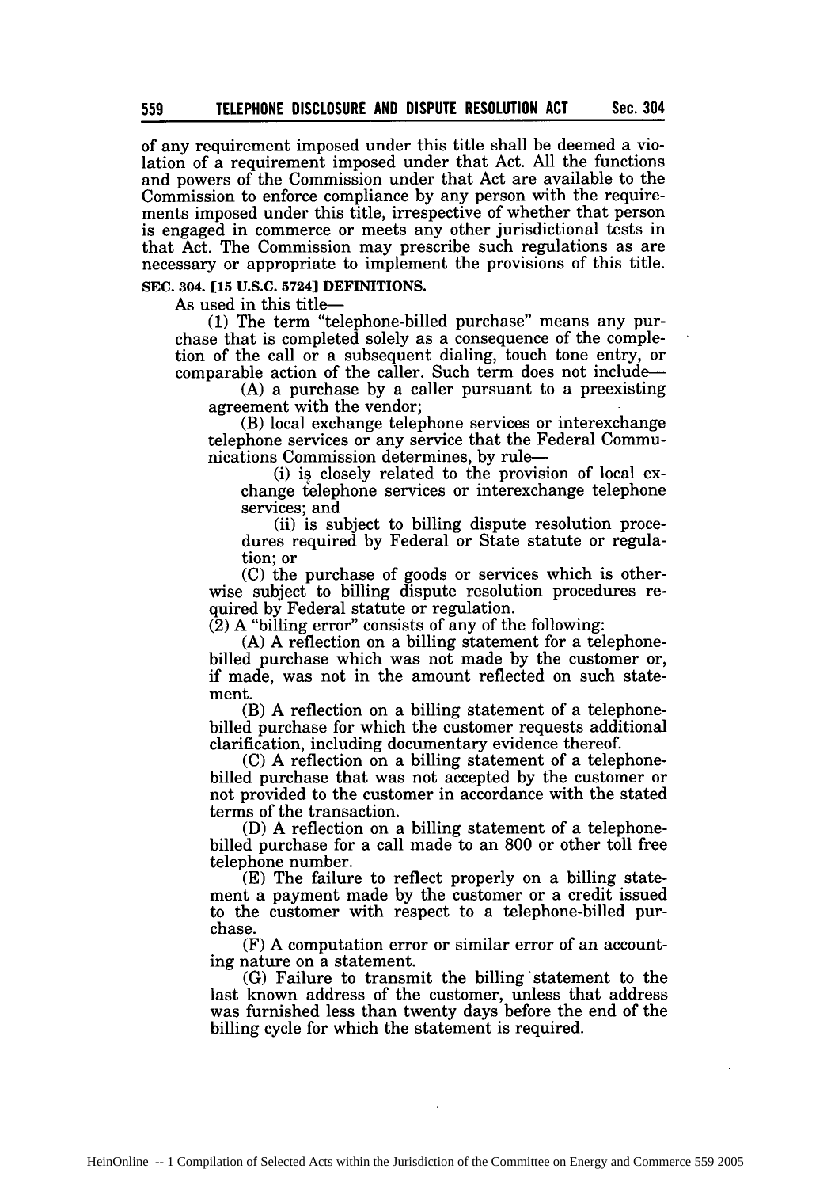of any requirement imposed under this title shall be deemed a violation of a requirement imposed under that Act. All the functions and powers of the Commission under that Act are available to the Commission to enforce compliance by any person with the requirements imposed under this title, irrespective of whether that person is engaged in commerce or meets any other jurisdictional tests in that Act. The Commission may prescribe such regulations as are necessary or appropriate to implement the provisions of this title.

**SEC. 304. [15 U.S.C. 5724] DEFINITIONS.**

As used in this title—

(1) The term "telephone-billed purchase" means any purchase that is completed solely as a consequence of the completion of the call or a subsequent dialing, touch tone entry, or comparable action of the caller. Such term does not include—

(A) a purchase by a caller pursuant to a preexisting agreement with the vendor;

(B) local exchange telephone services or interexchange telephone services or any service that the Federal Communications Commission determines, by rule—

(i) is closely related to the provision of local exchange telephone services or interexchange telephone services; and

(ii) is subject to billing dispute resolution procedures required by Federal or State statute or regulation; or

(C) the purchase of goods or services which is otherwise subject to billing dispute resolution procedures required by Federal statute or regulation.

(2) A "billing error" consists of any of the following:

(A) A reflection on a billing statement for a telephone-billed purchase which was not made by the customer or, if made, was not in the amount reflected on such statement.

(B) A reflection on a billing statement of a telephone-billed purchase for which the customer requests additional clarification, including documentary evidence thereof.

(C) A reflection on a billing statement of a telephone-billed purchase that was not accepted by the customer or not provided to the customer in accordance with the stated terms of the transaction.

(D) A reflection on a billing statement of a telephone-billed purchase for a call made to an 800 or other toll free telephone number.

(E) The failure to reflect properly on a billing statement a payment made by the customer or a credit issued to the customer with respect to a telephone-billed purchase.

(F) A computation error or similar error of an accounting nature on a statement.

(G) Failure to transmit the billing statement to the last known address of the customer, unless that address was furnished less than twenty days before the end of the billing cycle for which the statement is required.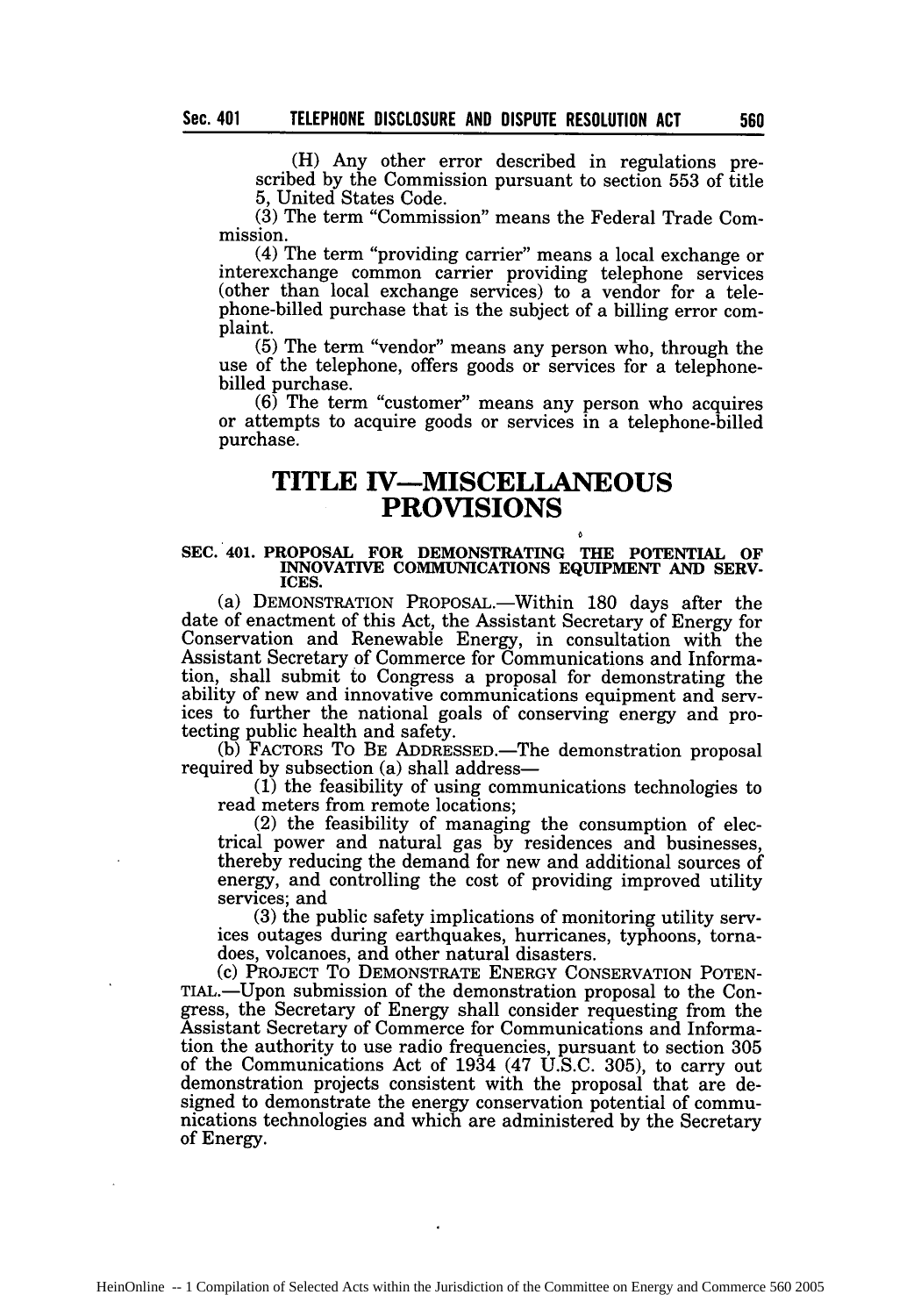(H) Any other error described in regulations prescribed by the Commission pursuant to section 553 of title 5, United States Code.

(3) The term "Commission" means the Federal Trade Commission.

(4) The term "providing carrier" means a local exchange or interexchange common carrier providing telephone services (other than local exchange services) to a vendor for a telephone-billed purchase that is the subject of a billing error complaint.

(5) The term "vendor" means any person who, through the use of the telephone, offers goods or services for a telephone-billed purchase.

(6) The term "customer" means any person who acquires or attempts to acquire goods or services in a telephone-billed purchase.

# TITLE IV—MISCELLANEOUS PROVISIONS

## SEC. 401. PROPOSAL FOR DEMONSTRATING THE POTENTIAL OF INNOVATIVE COMMUNICATIONS EQUIPMENT AND SERVICES.

(a) DEMONSTRATION PROPOSAL.—Within 180 days after the date of enactment of this Act, the Assistant Secretary of Energy for Conservation and Renewable Energy, in consultation with the Assistant Secretary of Commerce for Communications and Information, shall submit to Congress a proposal for demonstrating the ability of new and innovative communications equipment and services to further the national goals of conserving energy and protecting public health and safety.

(b) FACTORS TO BE ADDRESSED.—The demonstration proposal required by subsection (a) shall address—

(1) the feasibility of using communications technologies to read meters from remote locations;

(2) the feasibility of managing the consumption of electrical power and natural gas by residences and businesses, thereby reducing the demand for new and additional sources of energy, and controlling the cost of providing improved utility services; and

(3) the public safety implications of monitoring utility services outages during earthquakes, hurricanes, typhoons, tornadoes, volcanoes, and other natural disasters.

(c) PROJECT TO DEMONSTRATE ENERGY CONSERVATION POTENTIAL.—Upon submission of the demonstration proposal to the Congress, the Secretary of Energy shall consider requesting from the Assistant Secretary of Commerce for Communications and Information the authority to use radio frequencies, pursuant to section 305 of the Communications Act of 1934 (47 U.S.C. 305), to carry out demonstration projects consistent with the proposal that are designed to demonstrate the energy conservation potential of communications technologies and which are administered by the Secretary of Energy.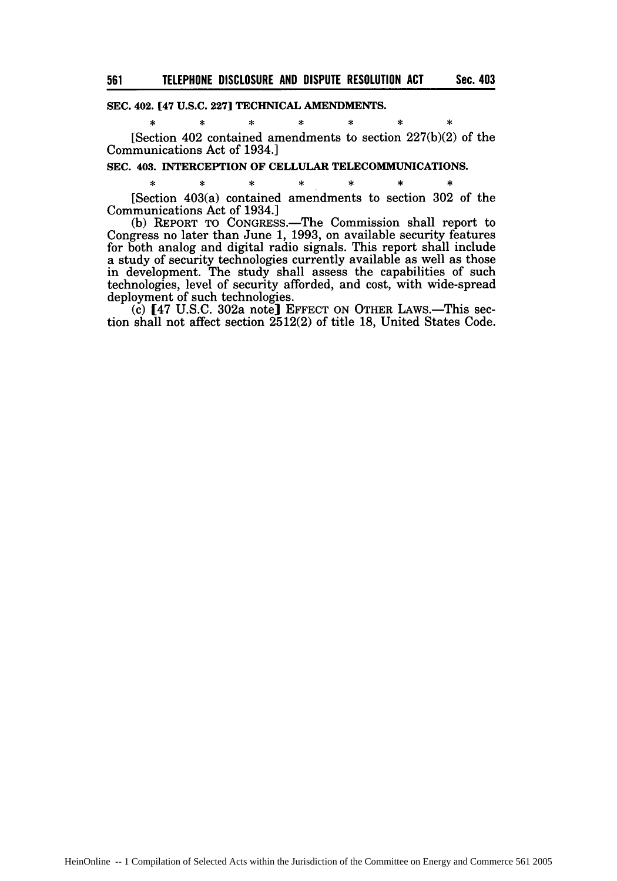**SEC. 402. [47 U.S.C. 227] TECHNICAL AMENDMENTS.**

\* \* \* \* \* \* \*

[Section 402 contained amendments to section 227(b)(2) of the Communications Act of 1934.]

**SEC. 403. INTERCEPTION OF CELLULAR TELECOMMUNICATIONS.**

\* \* \* \* \* \* \*

[Section 403(a) contained amendments to section 302 of the Communications Act of 1934.]

(b) REPORT TO CONGRESS.—The Commission shall report to Congress no later than June 1, 1993, on available security features for both analog and digital radio signals. This report shall include a study of security technologies currently available as well as those in development. The study shall assess the capabilities of such technologies, level of security afforded, and cost, with wide-spread deployment of such technologies.

(c) [47 U.S.C. 302a note] EFFECT ON OTHER LAWS.—This section shall not affect section 2512(2) of title 18, United States Code.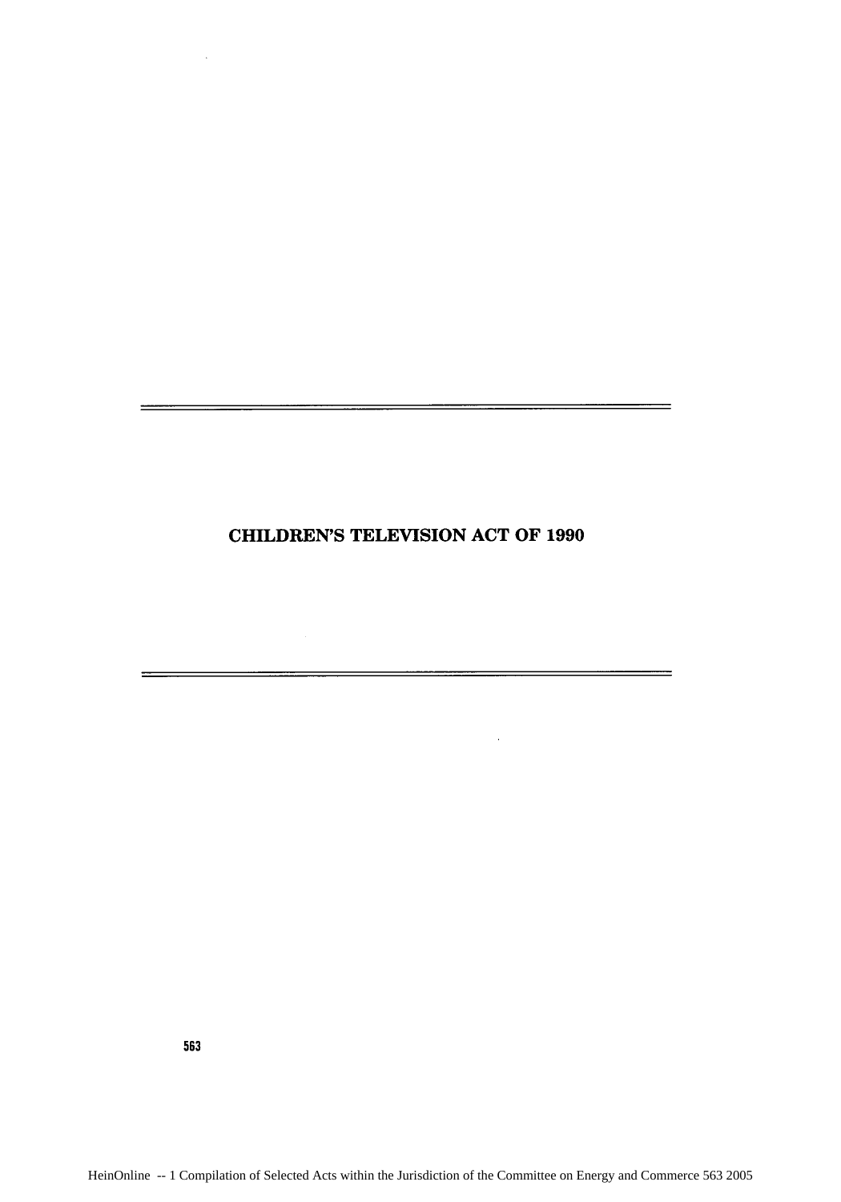# CHILDREN'S TELEVISION ACT OF 1990